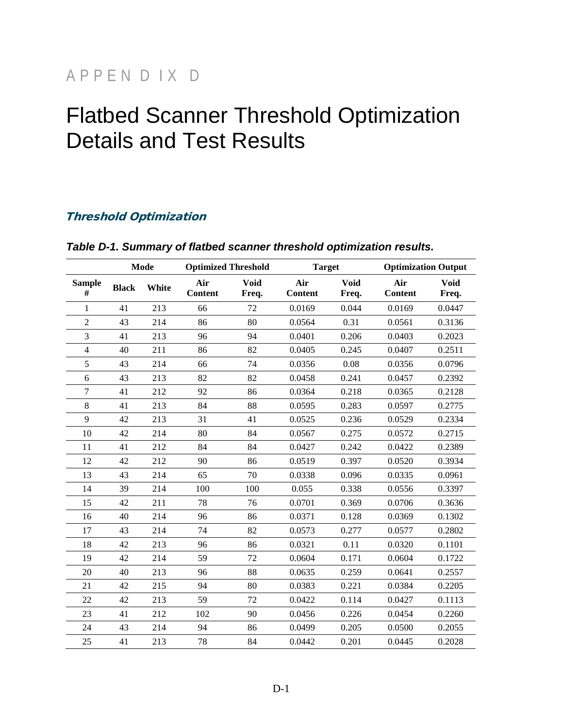# APPENDIX D

# Flatbed Scanner Threshold Optimization Details and Test Results

## *Threshold Optimization*

***Table D-1. Summary of flatbed scanner threshold optimization results.***

| | Mode | | Optimized Threshold | | Target | | Optimization Output | |
|---|---|---|---|---|---|---|---|---|
| **Sample #** | **Black** | **White** | **Air Content** | **Void Freq.** | **Air Content** | **Void Freq.** | **Air Content** | **Void Freq.** |
| 1 | 41 | 213 | 66 | 72 | 0.0169 | 0.044 | 0.0169 | 0.0447 |
| 2 | 43 | 214 | 86 | 80 | 0.0564 | 0.31 | 0.0561 | 0.3136 |
| 3 | 41 | 213 | 96 | 94 | 0.0401 | 0.206 | 0.0403 | 0.2023 |
| 4 | 40 | 211 | 86 | 82 | 0.0405 | 0.245 | 0.0407 | 0.2511 |
| 5 | 43 | 214 | 66 | 74 | 0.0356 | 0.08 | 0.0356 | 0.0796 |
| 6 | 43 | 213 | 82 | 82 | 0.0458 | 0.241 | 0.0457 | 0.2392 |
| 7 | 41 | 212 | 92 | 86 | 0.0364 | 0.218 | 0.0365 | 0.2128 |
| 8 | 41 | 213 | 84 | 88 | 0.0595 | 0.283 | 0.0597 | 0.2775 |
| 9 | 42 | 213 | 31 | 41 | 0.0525 | 0.236 | 0.0529 | 0.2334 |
| 10 | 42 | 214 | 80 | 84 | 0.0567 | 0.275 | 0.0572 | 0.2715 |
| 11 | 41 | 212 | 84 | 84 | 0.0427 | 0.242 | 0.0422 | 0.2389 |
| 12 | 42 | 212 | 90 | 86 | 0.0519 | 0.397 | 0.0520 | 0.3934 |
| 13 | 43 | 214 | 65 | 70 | 0.0338 | 0.096 | 0.0335 | 0.0961 |
| 14 | 39 | 214 | 100 | 100 | 0.055 | 0.338 | 0.0556 | 0.3397 |
| 15 | 42 | 211 | 78 | 76 | 0.0701 | 0.369 | 0.0706 | 0.3636 |
| 16 | 40 | 214 | 96 | 86 | 0.0371 | 0.128 | 0.0369 | 0.1302 |
| 17 | 43 | 214 | 74 | 82 | 0.0573 | 0.277 | 0.0577 | 0.2802 |
| 18 | 42 | 213 | 96 | 86 | 0.0321 | 0.11 | 0.0320 | 0.1101 |
| 19 | 42 | 214 | 59 | 72 | 0.0604 | 0.171 | 0.0604 | 0.1722 |
| 20 | 40 | 213 | 96 | 88 | 0.0635 | 0.259 | 0.0641 | 0.2557 |
| 21 | 42 | 215 | 94 | 80 | 0.0383 | 0.221 | 0.0384 | 0.2205 |
| 22 | 42 | 213 | 59 | 72 | 0.0422 | 0.114 | 0.0427 | 0.1113 |
| 23 | 41 | 212 | 102 | 90 | 0.0456 | 0.226 | 0.0454 | 0.2260 |
| 24 | 43 | 214 | 94 | 86 | 0.0499 | 0.205 | 0.0500 | 0.2055 |
| 25 | 41 | 213 | 78 | 84 | 0.0442 | 0.201 | 0.0445 | 0.2028 |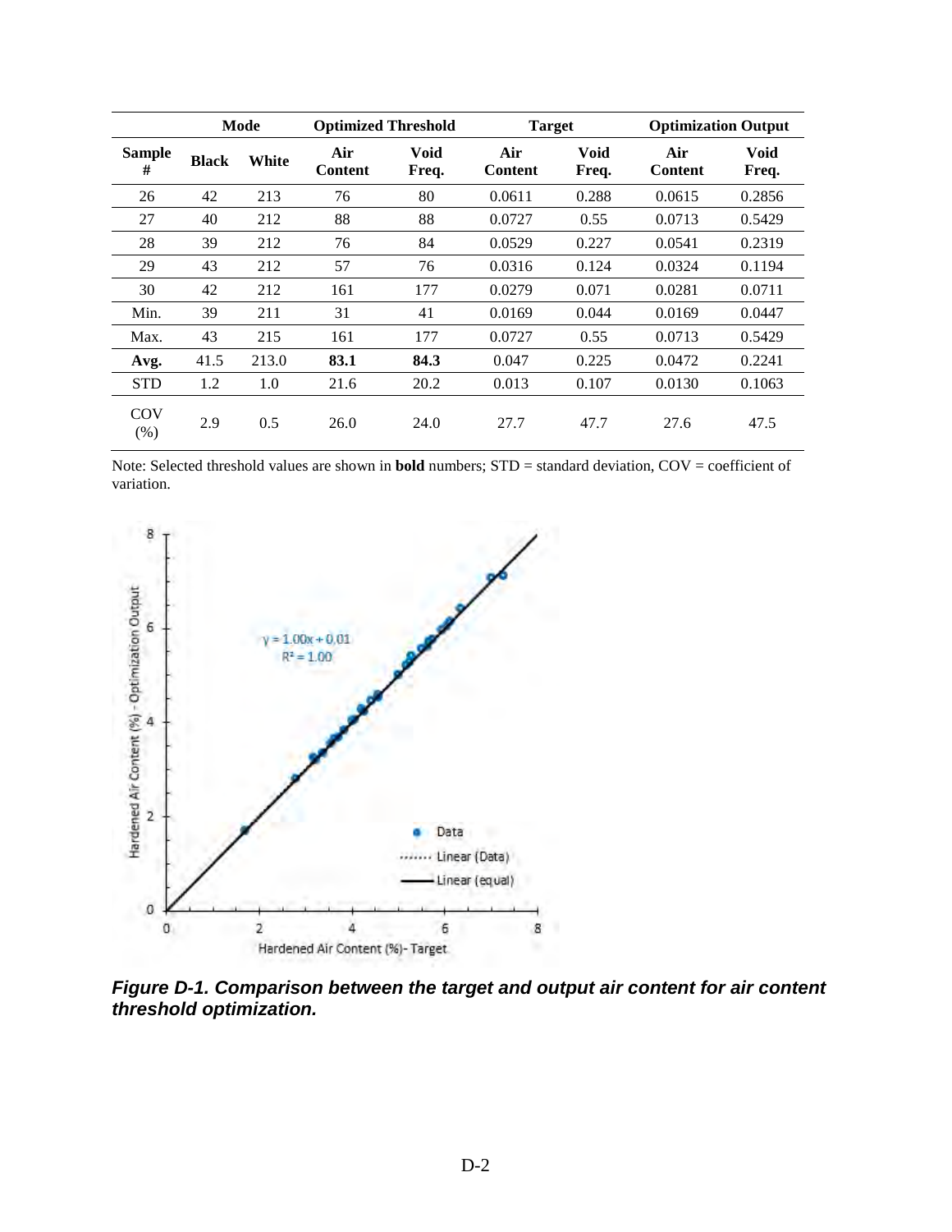| | Mode | | Optimized Threshold | | Target | | Optimization Output | |
|---|---|---|---|---|---|---|---|---|
| **Sample #** | **Black** | **White** | **Air Content** | **Void Freq.** | **Air Content** | **Void Freq.** | **Air Content** | **Void Freq.** |
| 26 | 42 | 213 | 76 | 80 | 0.0611 | 0.288 | 0.0615 | 0.2856 |
| 27 | 40 | 212 | 88 | 88 | 0.0727 | 0.55 | 0.0713 | 0.5429 |
| 28 | 39 | 212 | 76 | 84 | 0.0529 | 0.227 | 0.0541 | 0.2319 |
| 29 | 43 | 212 | 57 | 76 | 0.0316 | 0.124 | 0.0324 | 0.1194 |
| 30 | 42 | 212 | 161 | 177 | 0.0279 | 0.071 | 0.0281 | 0.0711 |
| Min. | 39 | 211 | 31 | 41 | 0.0169 | 0.044 | 0.0169 | 0.0447 |
| Max. | 43 | 215 | 161 | 177 | 0.0727 | 0.55 | 0.0713 | 0.5429 |
| **Avg.** | 41.5 | 213.0 | **83.1** | **84.3** | 0.047 | 0.225 | 0.0472 | 0.2241 |
| STD | 1.2 | 1.0 | 21.6 | 20.2 | 0.013 | 0.107 | 0.0130 | 0.1063 |
| COV (%) | 2.9 | 0.5 | 26.0 | 24.0 | 27.7 | 47.7 | 27.6 | 47.5 |

Note: Selected threshold values are shown in **bold** numbers; STD = standard deviation, COV = coefficient of variation.

***Figure D-1. Comparison between the target and output air content for air content threshold optimization.***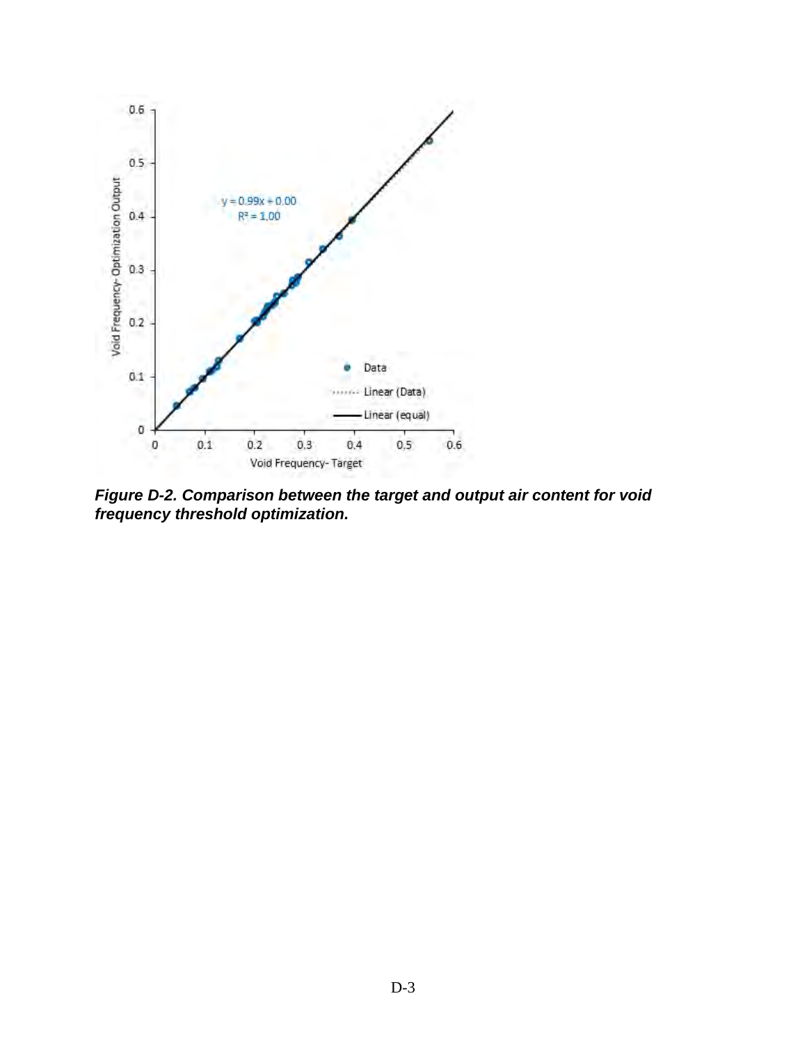*Figure D-2. Comparison between the target and output air content for void frequency threshold optimization.*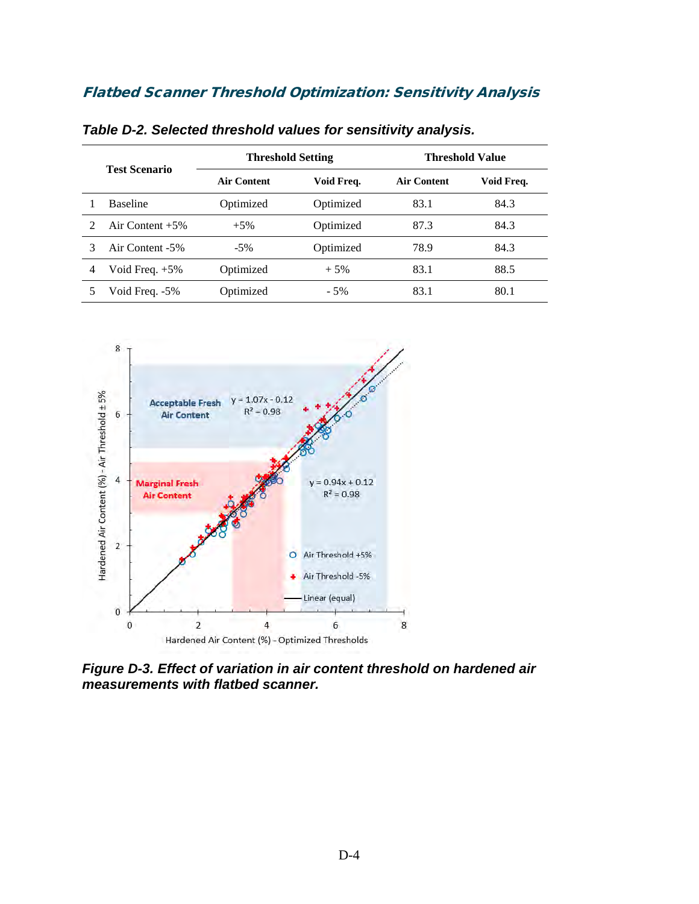## *Flatbed Scanner Threshold Optimization: Sensitivity Analysis*

***Table D-2. Selected threshold values for sensitivity analysis.***

| Test Scenario | | Threshold Setting | | Threshold Value | |
|---|---|---|---|---|---|
| | | Air Content | Void Freq. | Air Content | Void Freq. |
| 1 | Baseline | Optimized | Optimized | 83.1 | 84.3 |
| 2 | Air Content +5% | +5% | Optimized | 87.3 | 84.3 |
| 3 | Air Content -5% | -5% | Optimized | 78.9 | 84.3 |
| 4 | Void Freq. +5% | Optimized | + 5% | 83.1 | 88.5 |
| 5 | Void Freq. -5% | Optimized | - 5% | 83.1 | 80.1 |

***Figure D-3. Effect of variation in air content threshold on hardened air measurements with flatbed scanner.***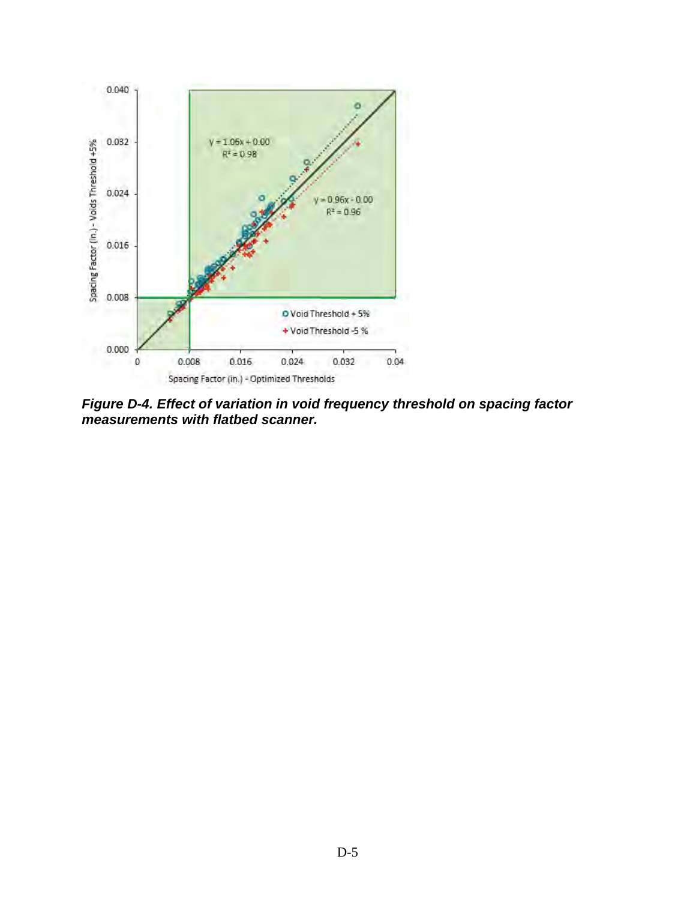***Figure D-4. Effect of variation in void frequency threshold on spacing factor measurements with flatbed scanner.***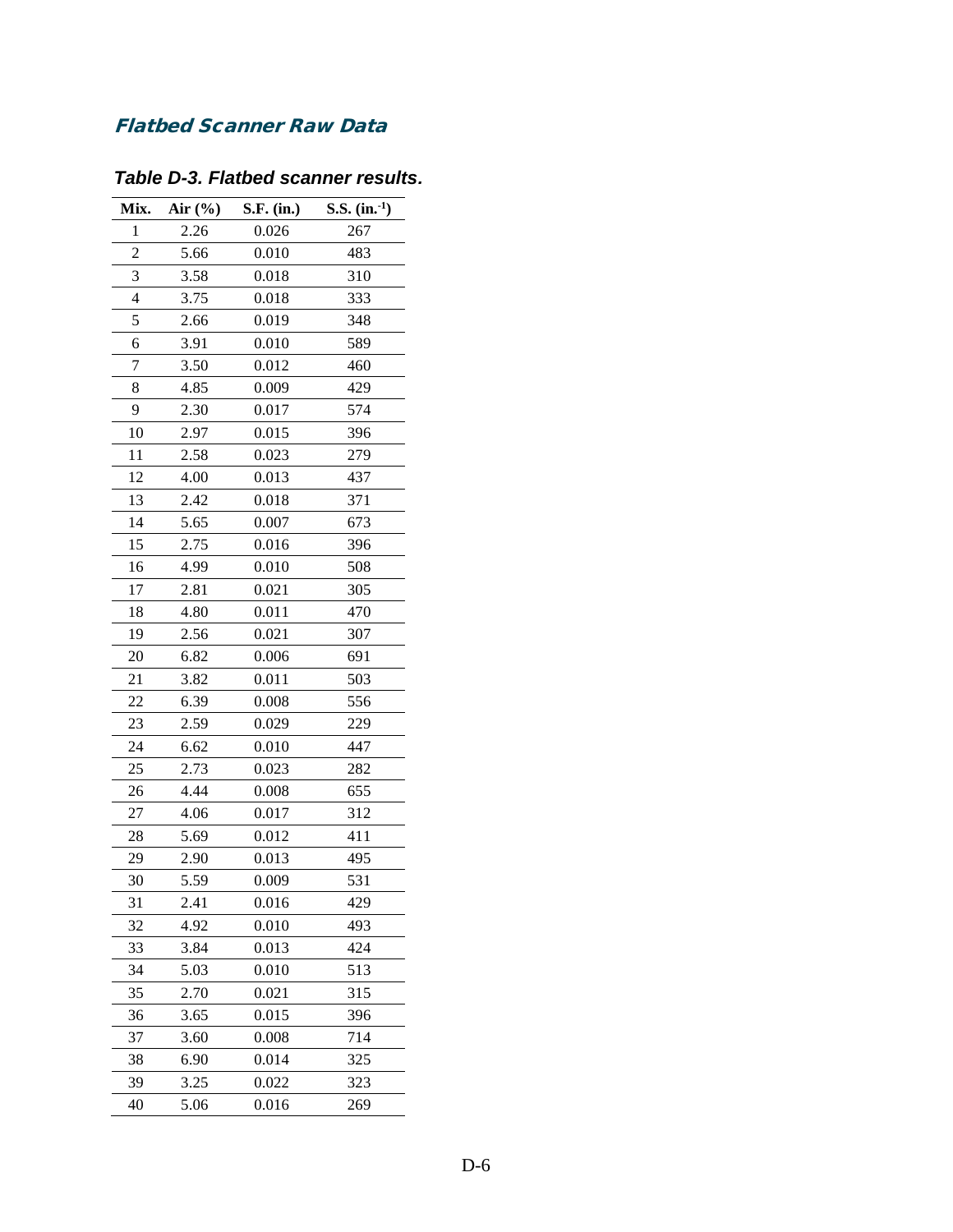## Flatbed Scanner Raw Data

### *Table D-3. Flatbed scanner results.*

| Mix. | Air (%) | S.F. (in.) | S.S. (in.$^{-1}$) |
|---|---|---|---|
| 1 | 2.26 | 0.026 | 267 |
| 2 | 5.66 | 0.010 | 483 |
| 3 | 3.58 | 0.018 | 310 |
| 4 | 3.75 | 0.018 | 333 |
| 5 | 2.66 | 0.019 | 348 |
| 6 | 3.91 | 0.010 | 589 |
| 7 | 3.50 | 0.012 | 460 |
| 8 | 4.85 | 0.009 | 429 |
| 9 | 2.30 | 0.017 | 574 |
| 10 | 2.97 | 0.015 | 396 |
| 11 | 2.58 | 0.023 | 279 |
| 12 | 4.00 | 0.013 | 437 |
| 13 | 2.42 | 0.018 | 371 |
| 14 | 5.65 | 0.007 | 673 |
| 15 | 2.75 | 0.016 | 396 |
| 16 | 4.99 | 0.010 | 508 |
| 17 | 2.81 | 0.021 | 305 |
| 18 | 4.80 | 0.011 | 470 |
| 19 | 2.56 | 0.021 | 307 |
| 20 | 6.82 | 0.006 | 691 |
| 21 | 3.82 | 0.011 | 503 |
| 22 | 6.39 | 0.008 | 556 |
| 23 | 2.59 | 0.029 | 229 |
| 24 | 6.62 | 0.010 | 447 |
| 25 | 2.73 | 0.023 | 282 |
| 26 | 4.44 | 0.008 | 655 |
| 27 | 4.06 | 0.017 | 312 |
| 28 | 5.69 | 0.012 | 411 |
| 29 | 2.90 | 0.013 | 495 |
| 30 | 5.59 | 0.009 | 531 |
| 31 | 2.41 | 0.016 | 429 |
| 32 | 4.92 | 0.010 | 493 |
| 33 | 3.84 | 0.013 | 424 |
| 34 | 5.03 | 0.010 | 513 |
| 35 | 2.70 | 0.021 | 315 |
| 36 | 3.65 | 0.015 | 396 |
| 37 | 3.60 | 0.008 | 714 |
| 38 | 6.90 | 0.014 | 325 |
| 39 | 3.25 | 0.022 | 323 |
| 40 | 5.06 | 0.016 | 269 |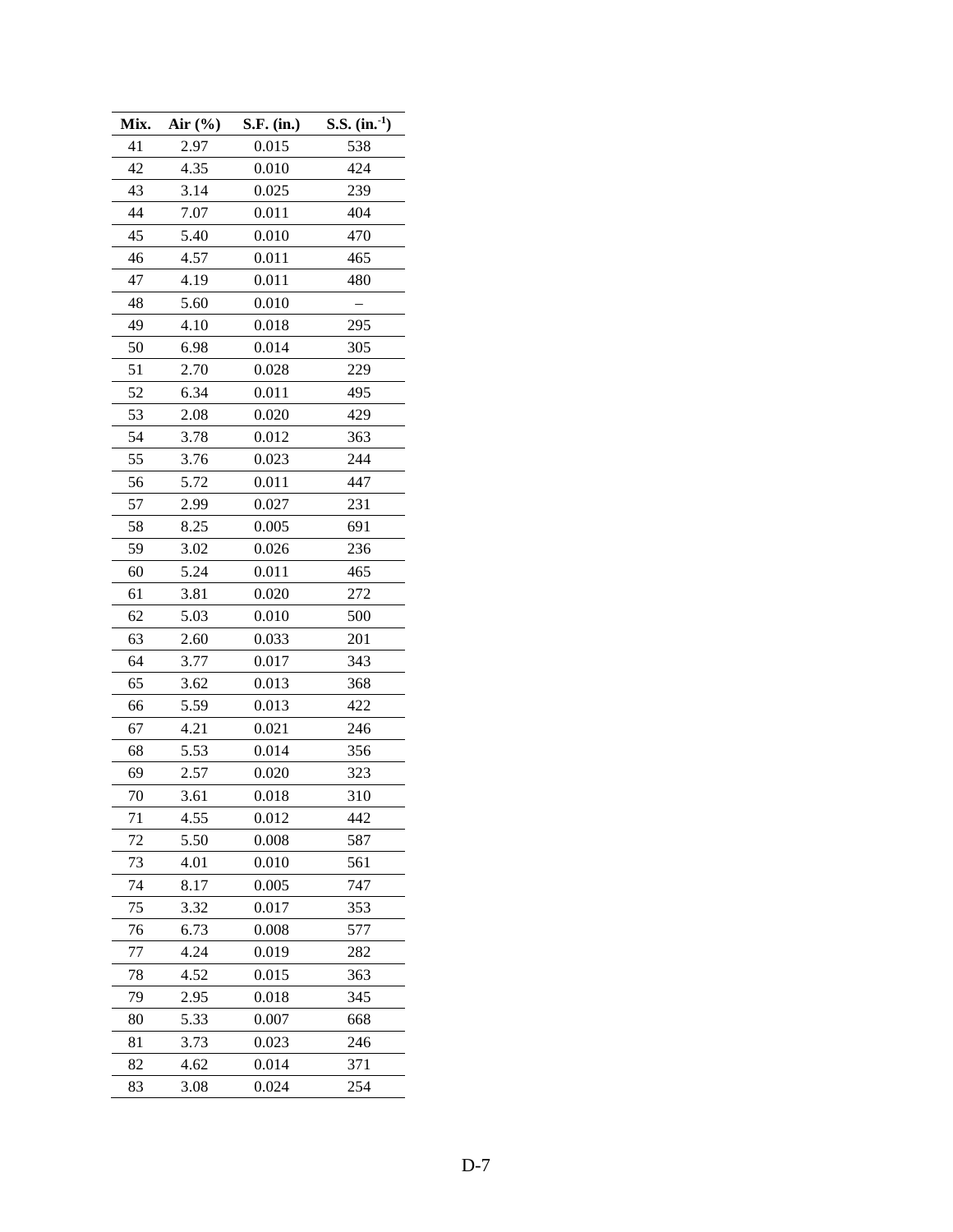| Mix. | Air (%) | S.F. (in.) | S.S. ($in.^{-1}$) |
|---|---|---|---|
| 41 | 2.97 | 0.015 | 538 |
| 42 | 4.35 | 0.010 | 424 |
| 43 | 3.14 | 0.025 | 239 |
| 44 | 7.07 | 0.011 | 404 |
| 45 | 5.40 | 0.010 | 470 |
| 46 | 4.57 | 0.011 | 465 |
| 47 | 4.19 | 0.011 | 480 |
| 48 | 5.60 | 0.010 | – |
| 49 | 4.10 | 0.018 | 295 |
| 50 | 6.98 | 0.014 | 305 |
| 51 | 2.70 | 0.028 | 229 |
| 52 | 6.34 | 0.011 | 495 |
| 53 | 2.08 | 0.020 | 429 |
| 54 | 3.78 | 0.012 | 363 |
| 55 | 3.76 | 0.023 | 244 |
| 56 | 5.72 | 0.011 | 447 |
| 57 | 2.99 | 0.027 | 231 |
| 58 | 8.25 | 0.005 | 691 |
| 59 | 3.02 | 0.026 | 236 |
| 60 | 5.24 | 0.011 | 465 |
| 61 | 3.81 | 0.020 | 272 |
| 62 | 5.03 | 0.010 | 500 |
| 63 | 2.60 | 0.033 | 201 |
| 64 | 3.77 | 0.017 | 343 |
| 65 | 3.62 | 0.013 | 368 |
| 66 | 5.59 | 0.013 | 422 |
| 67 | 4.21 | 0.021 | 246 |
| 68 | 5.53 | 0.014 | 356 |
| 69 | 2.57 | 0.020 | 323 |
| 70 | 3.61 | 0.018 | 310 |
| 71 | 4.55 | 0.012 | 442 |
| 72 | 5.50 | 0.008 | 587 |
| 73 | 4.01 | 0.010 | 561 |
| 74 | 8.17 | 0.005 | 747 |
| 75 | 3.32 | 0.017 | 353 |
| 76 | 6.73 | 0.008 | 577 |
| 77 | 4.24 | 0.019 | 282 |
| 78 | 4.52 | 0.015 | 363 |
| 79 | 2.95 | 0.018 | 345 |
| 80 | 5.33 | 0.007 | 668 |
| 81 | 3.73 | 0.023 | 246 |
| 82 | 4.62 | 0.014 | 371 |
| 83 | 3.08 | 0.024 | 254 |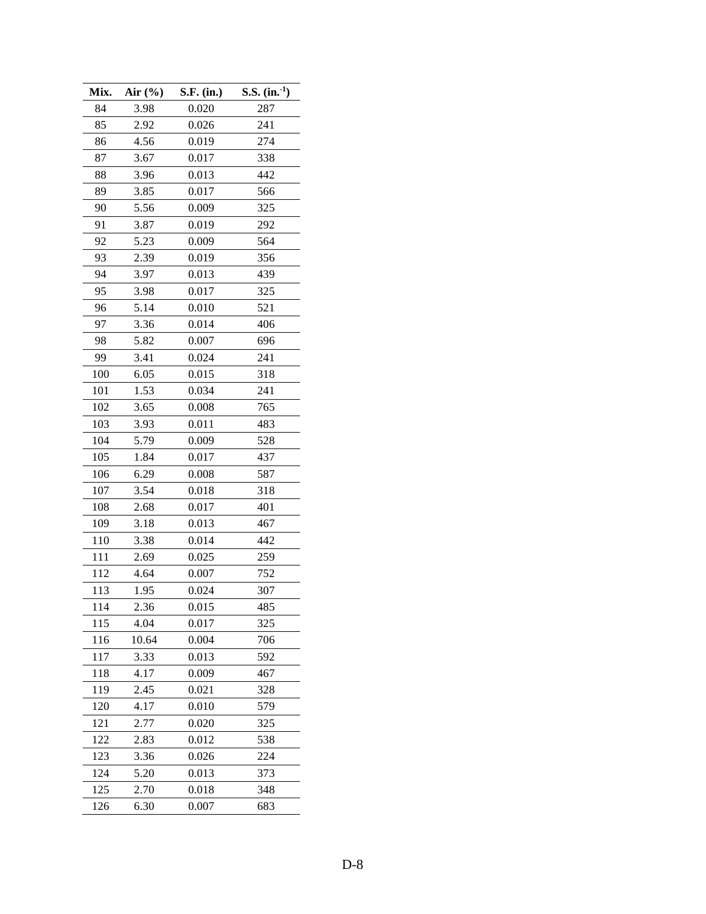| Mix. | Air (%) | S.F. (in.) | S.S. (in.$^{-1}$) |
|---|---|---|---|
| 84 | 3.98 | 0.020 | 287 |
| 85 | 2.92 | 0.026 | 241 |
| 86 | 4.56 | 0.019 | 274 |
| 87 | 3.67 | 0.017 | 338 |
| 88 | 3.96 | 0.013 | 442 |
| 89 | 3.85 | 0.017 | 566 |
| 90 | 5.56 | 0.009 | 325 |
| 91 | 3.87 | 0.019 | 292 |
| 92 | 5.23 | 0.009 | 564 |
| 93 | 2.39 | 0.019 | 356 |
| 94 | 3.97 | 0.013 | 439 |
| 95 | 3.98 | 0.017 | 325 |
| 96 | 5.14 | 0.010 | 521 |
| 97 | 3.36 | 0.014 | 406 |
| 98 | 5.82 | 0.007 | 696 |
| 99 | 3.41 | 0.024 | 241 |
| 100 | 6.05 | 0.015 | 318 |
| 101 | 1.53 | 0.034 | 241 |
| 102 | 3.65 | 0.008 | 765 |
| 103 | 3.93 | 0.011 | 483 |
| 104 | 5.79 | 0.009 | 528 |
| 105 | 1.84 | 0.017 | 437 |
| 106 | 6.29 | 0.008 | 587 |
| 107 | 3.54 | 0.018 | 318 |
| 108 | 2.68 | 0.017 | 401 |
| 109 | 3.18 | 0.013 | 467 |
| 110 | 3.38 | 0.014 | 442 |
| 111 | 2.69 | 0.025 | 259 |
| 112 | 4.64 | 0.007 | 752 |
| 113 | 1.95 | 0.024 | 307 |
| 114 | 2.36 | 0.015 | 485 |
| 115 | 4.04 | 0.017 | 325 |
| 116 | 10.64 | 0.004 | 706 |
| 117 | 3.33 | 0.013 | 592 |
| 118 | 4.17 | 0.009 | 467 |
| 119 | 2.45 | 0.021 | 328 |
| 120 | 4.17 | 0.010 | 579 |
| 121 | 2.77 | 0.020 | 325 |
| 122 | 2.83 | 0.012 | 538 |
| 123 | 3.36 | 0.026 | 224 |
| 124 | 5.20 | 0.013 | 373 |
| 125 | 2.70 | 0.018 | 348 |
| 126 | 6.30 | 0.007 | 683 |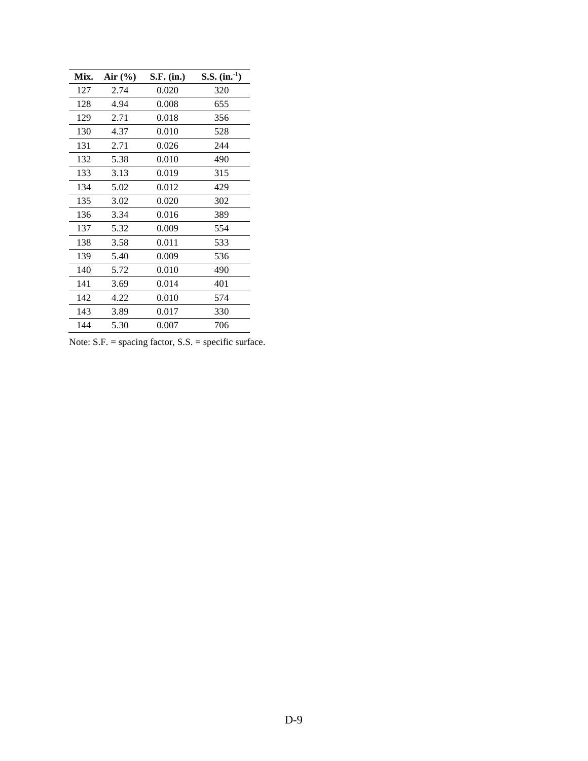| Mix. | Air (%) | S.F. (in.) | S.S. ($in.^{-1}$) |
|---|---|---|---|
| 127 | 2.74 | 0.020 | 320 |
| 128 | 4.94 | 0.008 | 655 |
| 129 | 2.71 | 0.018 | 356 |
| 130 | 4.37 | 0.010 | 528 |
| 131 | 2.71 | 0.026 | 244 |
| 132 | 5.38 | 0.010 | 490 |
| 133 | 3.13 | 0.019 | 315 |
| 134 | 5.02 | 0.012 | 429 |
| 135 | 3.02 | 0.020 | 302 |
| 136 | 3.34 | 0.016 | 389 |
| 137 | 5.32 | 0.009 | 554 |
| 138 | 3.58 | 0.011 | 533 |
| 139 | 5.40 | 0.009 | 536 |
| 140 | 5.72 | 0.010 | 490 |
| 141 | 3.69 | 0.014 | 401 |
| 142 | 4.22 | 0.010 | 574 |
| 143 | 3.89 | 0.017 | 330 |
| 144 | 5.30 | 0.007 | 706 |

Note: S.F. = spacing factor, S.S. = specific surface.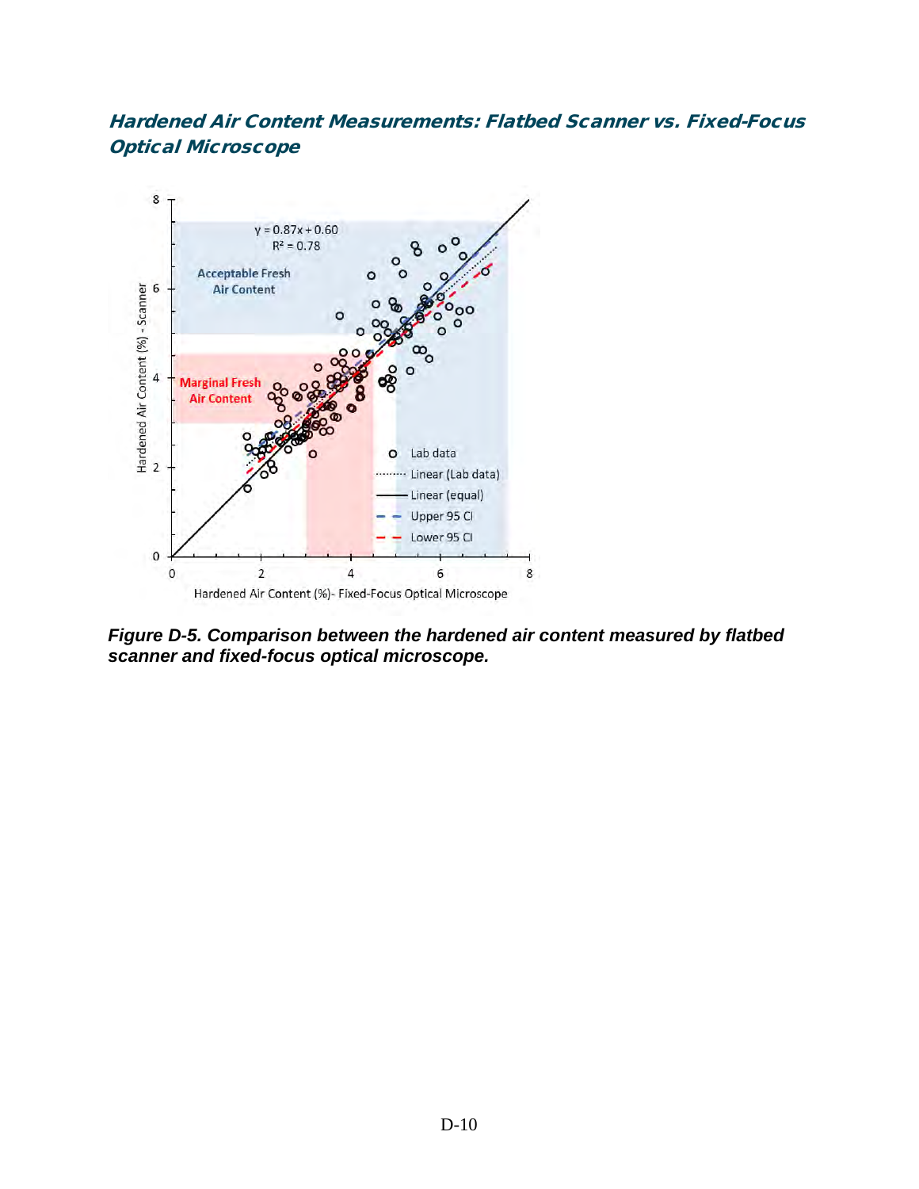### Hardened Air Content Measurements: Flatbed Scanner vs. Fixed-Focus Optical Microscope

***Figure D-5. Comparison between the hardened air content measured by flatbed scanner and fixed-focus optical microscope.***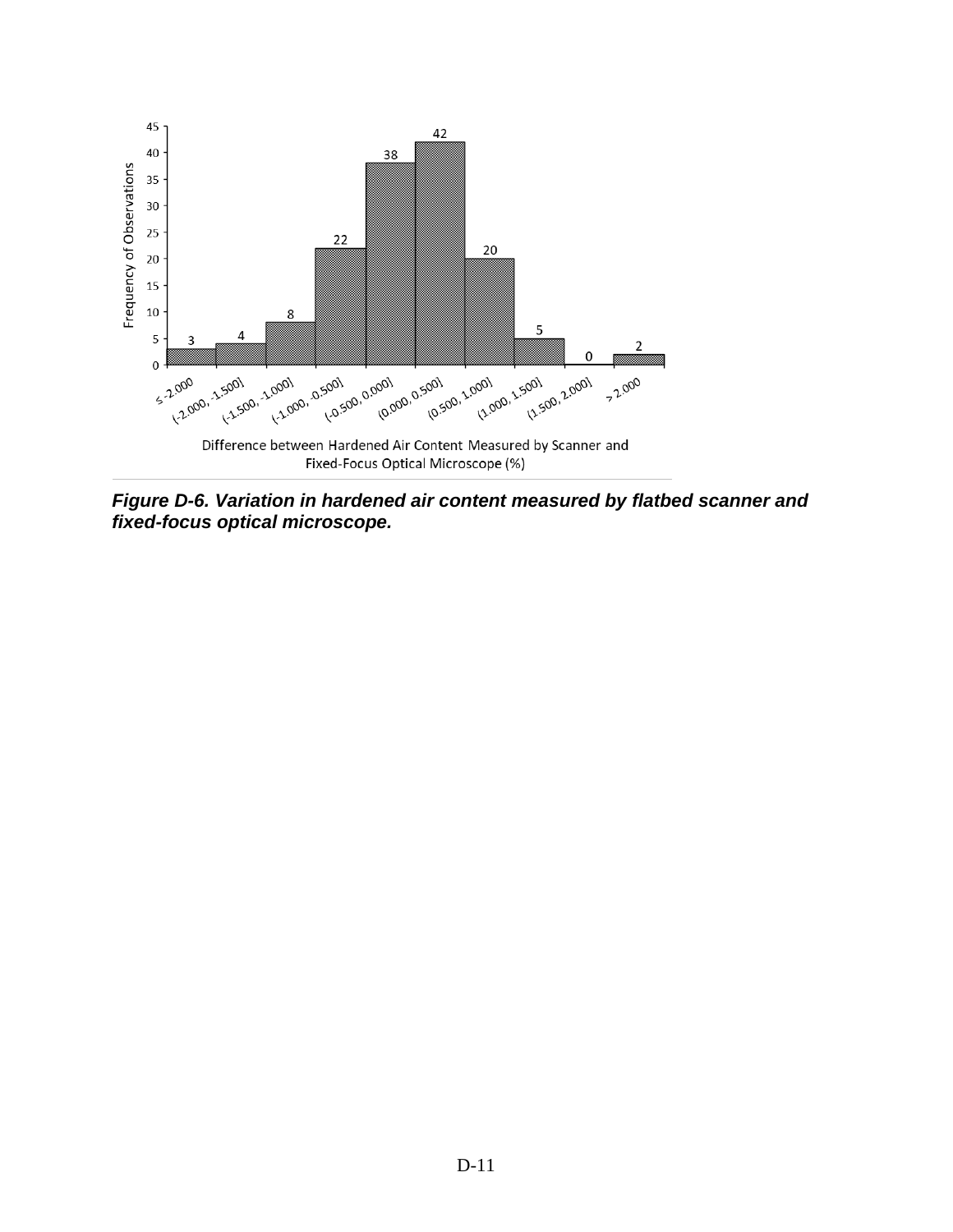| Difference between Hardened Air Content Measured by Scanner and Fixed-Focus Optical Microscope (%) | Frequency of Observations |
|---|---|
| ≤ -2.000 | 3 |
| (-2.000, -1.500] | 4 |
| (-1.500, -1.000] | 8 |
| (-1.000, -0.500] | 22 |
| (-0.500, 0.000] | 38 |
| (0.000, 0.500] | 42 |
| (0.500, 1.000] | 20 |
| (1.000, 1.500] | 5 |
| (1.500, 2.000] | 0 |
| > 2.000 | 2 |

***Figure D-6. Variation in hardened air content measured by flatbed scanner and fixed-focus optical microscope.***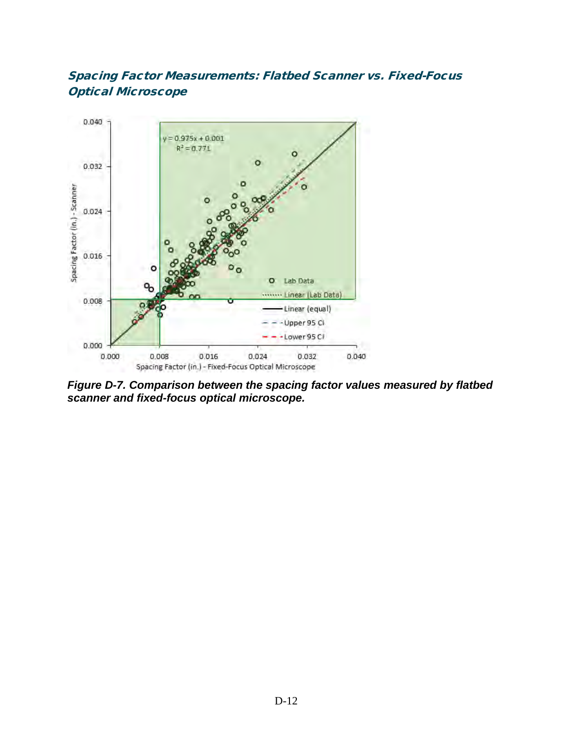## Spacing Factor Measurements: Flatbed Scanner vs. Fixed-Focus Optical Microscope

***Figure D-7. Comparison between the spacing factor values measured by flatbed scanner and fixed-focus optical microscope.***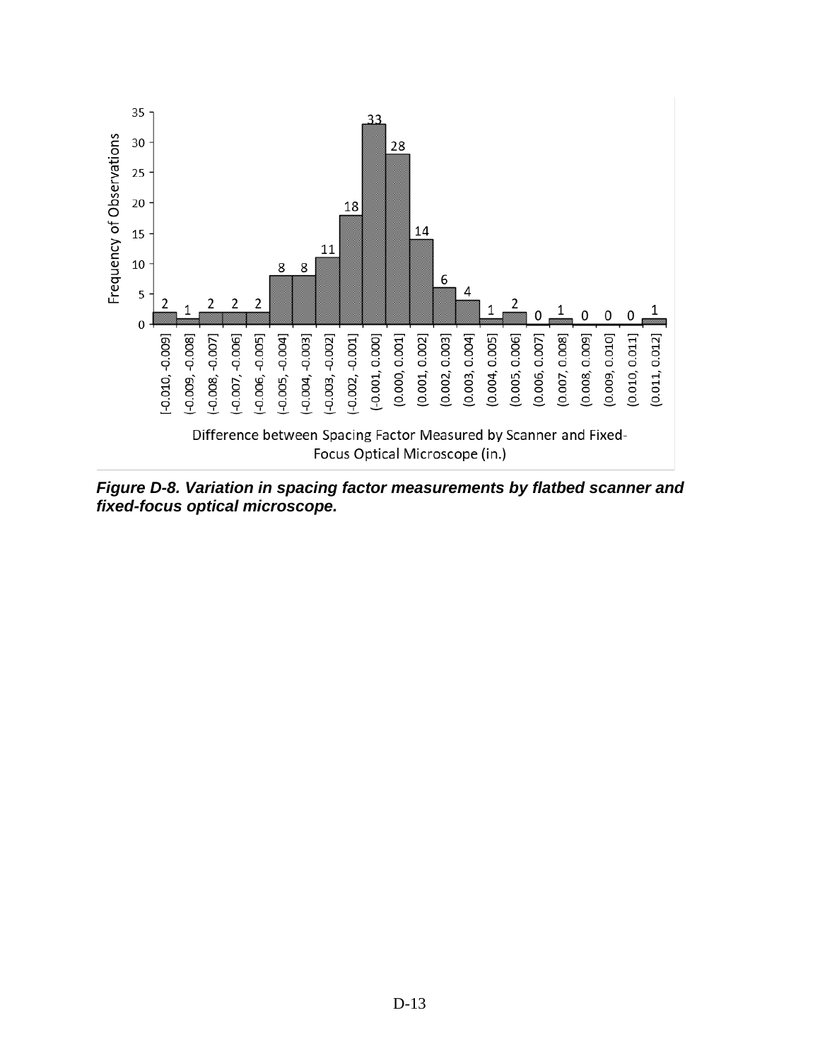| Difference between Spacing Factor Measured by Scanner and Fixed-Focus Optical Microscope (in.) | Frequency of Observations |
|---|---|
| [-0.010, -0.009] | 2 |
| (-0.009, -0.008] | 1 |
| (-0.008, -0.007] | 2 |
| (-0.007, -0.006] | 2 |
| (-0.006, -0.005] | 2 |
| (-0.005, -0.004] | 8 |
| (-0.004, -0.003] | 8 |
| (-0.003, -0.002] | 11 |
| (-0.002, -0.001] | 18 |
| (-0.001, 0.000] | 33 |
| (0.000, 0.001] | 28 |
| (0.001, 0.002] | 14 |
| (0.002, 0.003] | 6 |
| (0.003, 0.004] | 4 |
| (0.004, 0.005] | 1 |
| (0.005, 0.006] | 2 |
| (0.006, 0.007] | 0 |
| (0.007, 0.008] | 1 |
| (0.008, 0.009] | 0 |
| (0.009, 0.010] | 0 |
| (0.010, 0.011] | 0 |
| (0.011, 0.012] | 1 |

***Figure D-8. Variation in spacing factor measurements by flatbed scanner and fixed-focus optical microscope.***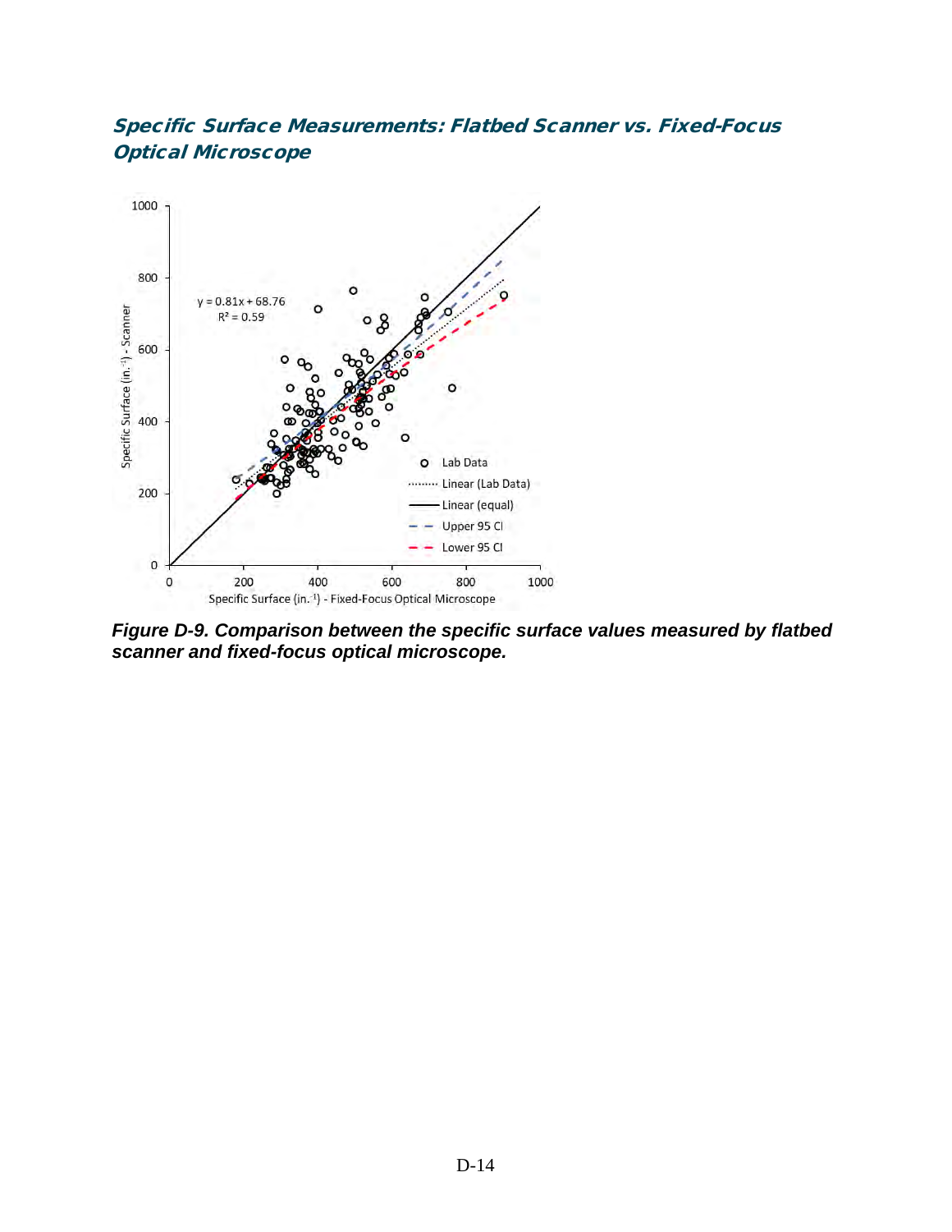### *Specific Surface Measurements: Flatbed Scanner vs. Fixed-Focus Optical Microscope*

1000
800
600
400
200
0

Specific Surface (in.$^{-1}$) - Scanner

$y = 0.81x + 68.76$
$R^2 = 0.59$

Lab Data
Linear (Lab Data)
Linear (equal)
Upper 95 CI
Lower 95 CI

0
200
400
600
800
1000

Specific Surface (in.$^{-1}$) - Fixed-Focus Optical Microscope

***Figure D-9. Comparison between the specific surface values measured by flatbed scanner and fixed-focus optical microscope.***